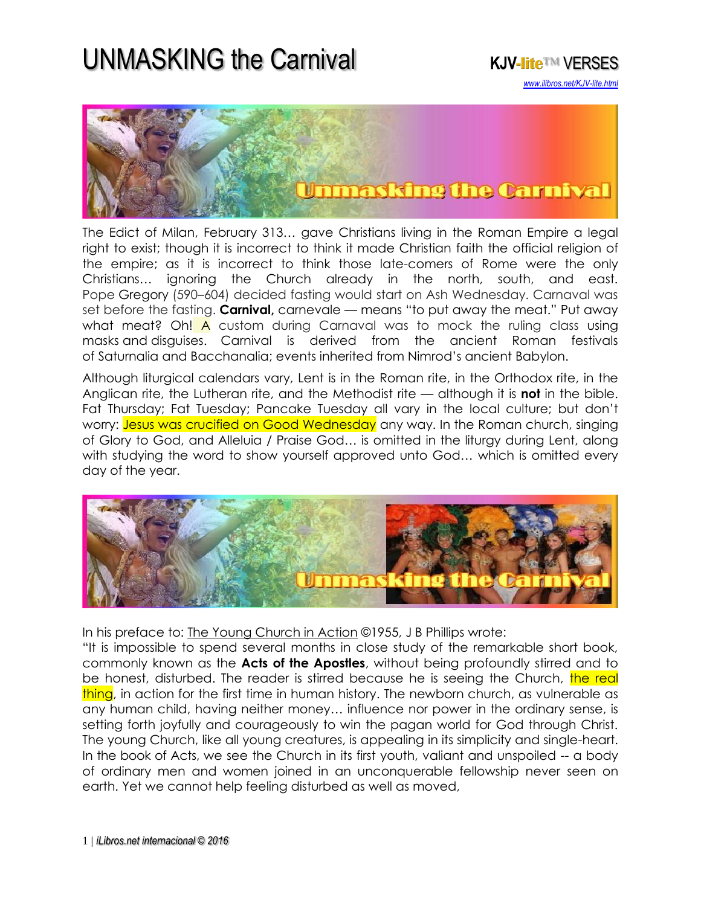# UNMASKING the Carnival

**KJV-lite™ VERSES**

*www.ilibros.net/KJV-lite.html*

The Edict of Milan, February 313… gave Christians living in the Roman Empire a legal right to exist; though it is incorrect to think it made Christian faith the official religion of the empire; as it is incorrect to think those late-comers of Rome were the only Christians… ignoring the Church already in the north, south, and east. Pope Gregory (590–604) decided fasting would start on Ash Wednesday. Carnaval was set before the fasting. **Carnival,** carnevale — means "to put away the meat." Put away what meat? Oh! A custom during Carnaval was to mock the ruling class using masks and disguises. Carnival is derived from the ancient Roman festivals of Saturnalia and Bacchanalia; events inherited from Nimrod's ancient Babylon.

Although liturgical calendars vary, Lent is in the Roman rite, in the Orthodox rite, in the Anglican rite, the Lutheran rite, and the Methodist rite — although it is **not** in the bible. Fat Thursday; Fat Tuesday; Pancake Tuesday all vary in the local culture; but don't worry: Jesus was crucified on Good Wednesday any way. In the Roman church, singing of Glory to God, and Alleluia / Praise God… is omitted in the liturgy during Lent, along with studying the word to show yourself approved unto God… which is omitted every day of the year.

In his preface to: The Young Church in Action ©1955, J B Phillips wrote:
"It is impossible to spend several months in close study of the remarkable short book, commonly known as the **Acts of the Apostles**, without being profoundly stirred and to be honest, disturbed. The reader is stirred because he is seeing the Church, the real thing, in action for the first time in human history. The newborn church, as vulnerable as any human child, having neither money… influence nor power in the ordinary sense, is setting forth joyfully and courageously to win the pagan world for God through Christ. The young Church, like all young creatures, is appealing in its simplicity and single-heart. In the book of Acts, we see the Church in its first youth, valiant and unspoiled -- a body of ordinary men and women joined in an unconquerable fellowship never seen on earth. Yet we cannot help feeling disturbed as well as moved,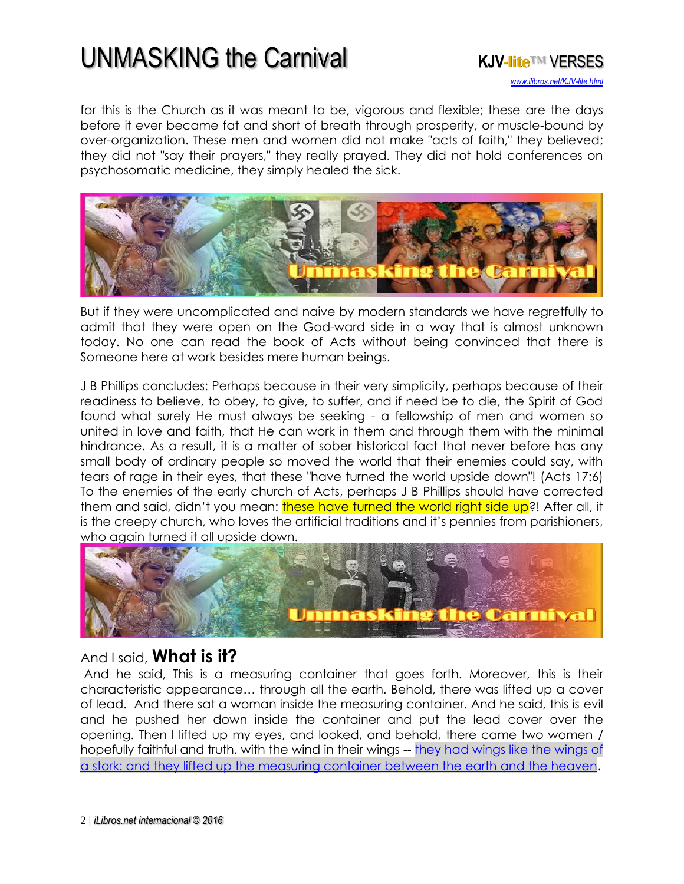for this is the Church as it was meant to be, vigorous and flexible; these are the days before it ever became fat and short of breath through prosperity, or muscle-bound by over-organization. These men and women did not make "acts of faith," they believed; they did not "say their prayers," they really prayed. They did not hold conferences on psychosomatic medicine, they simply healed the sick.

But if they were uncomplicated and naive by modern standards we have regretfully to admit that they were open on the God-ward side in a way that is almost unknown today. No one can read the book of Acts without being convinced that there is Someone here at work besides mere human beings.

J B Phillips concludes: Perhaps because in their very simplicity, perhaps because of their readiness to believe, to obey, to give, to suffer, and if need be to die, the Spirit of God found what surely He must always be seeking - a fellowship of men and women so united in love and faith, that He can work in them and through them with the minimal hindrance. As a result, it is a matter of sober historical fact that never before has any small body of ordinary people so moved the world that their enemies could say, with tears of rage in their eyes, that these "have turned the world upside down"! (Acts 17:6) To the enemies of the early church of Acts, perhaps J B Phillips should have corrected them and said, didn't you mean: these have turned the world right side up?! After all, it is the creepy church, who loves the artificial traditions and it's pennies from parishioners, who again turned it all upside down.

And I said, **What is it?**

And he said, This is a measuring container that goes forth. Moreover, this is their characteristic appearance… through all the earth. Behold, there was lifted up a cover of lead. And there sat a woman inside the measuring container. And he said, this is evil and he pushed her down inside the container and put the lead cover over the opening. Then I lifted up my eyes, and looked, and behold, there came two women / hopefully faithful and truth, with the wind in their wings -- they had wings like the wings of a stork: and they lifted up the measuring container between the earth and the heaven.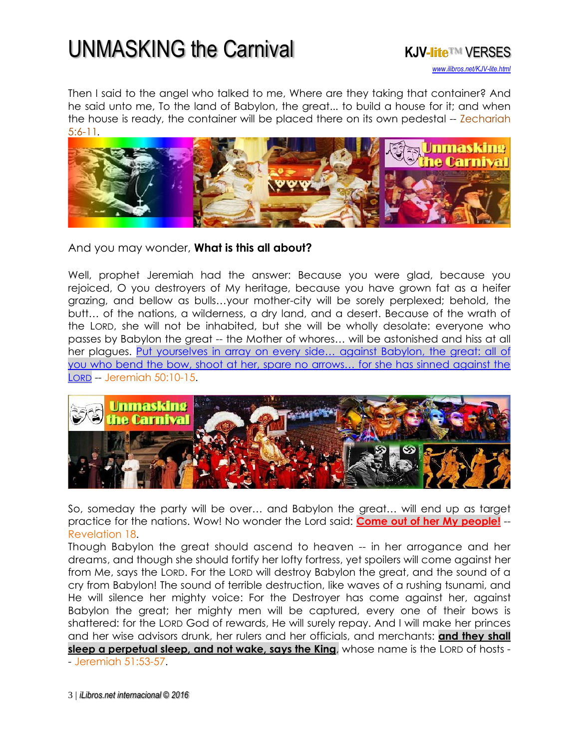Then I said to the angel who talked to me, Where are they taking that container? And he said unto me, To the land of Babylon, the great... to build a house for it; and when the house is ready, the container will be placed there on its own pedestal -- Zechariah 5:6-11.

And you may wonder, **What is this all about?**

Well, prophet Jeremiah had the answer: Because you were glad, because you rejoiced, O you destroyers of My heritage, because you have grown fat as a heifer grazing, and bellow as bulls…your mother-city will be sorely perplexed; behold, the butt… of the nations, a wilderness, a dry land, and a desert. Because of the wrath of the LORD, she will not be inhabited, but she will be wholly desolate: everyone who passes by Babylon the great -- the Mother of whores… will be astonished and hiss at all her plagues. Put yourselves in array on every side… against Babylon, the great: all of you who bend the bow, shoot at her, spare no arrows… for she has sinned against the LORD -- Jeremiah 50:10-15.

So, someday the party will be over… and Babylon the great… will end up as target practice for the nations. Wow! No wonder the Lord said: **Come out of her My people!** -- Revelation 18.

Though Babylon the great should ascend to heaven -- in her arrogance and her dreams, and though she should fortify her lofty fortress, yet spoilers will come against her from Me, says the LORD. For the LORD will destroy Babylon the great, and the sound of a cry from Babylon! The sound of terrible destruction, like waves of a rushing tsunami, and He will silence her mighty voice: For the Destroyer has come against her, against Babylon the great; her mighty men will be captured, every one of their bows is shattered: for the LORD God of rewards, He will surely repay. And I will make her princes and her wise advisors drunk, her rulers and her officials, and merchants: **and they shall sleep a perpetual sleep, and not wake, says the King**, whose name is the LORD of hosts -- Jeremiah 51:53-57.